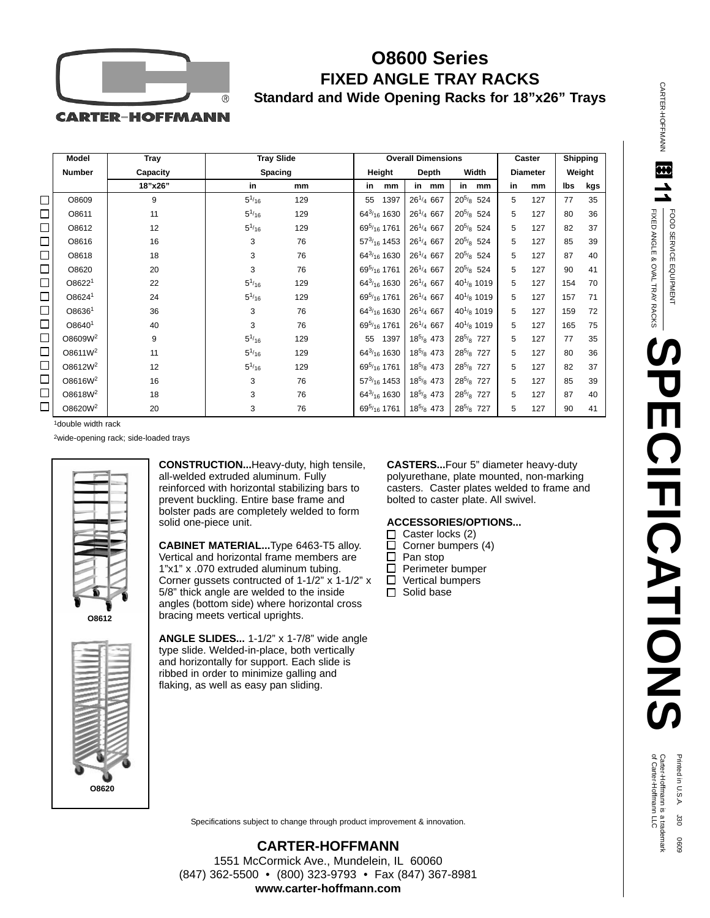# O8600 Series

## FIXED ANGLE TRAY RACKS

### Standard and Wide Opening Racks for 18"x26" Trays

| Model Number | Tray Capacity | Tray Slide Spacing | | Overall Dimensions | | | | | | Caster Diameter | | Shipping Weight | |
|---|---|---|---|---|---|---|---|---|---|---|---|---|---|
| | 18"x26" | in | mm | Height in | Height mm | Depth in | Depth mm | Width in | Width mm | in | mm | lbs | kgs |
| ☐ O8609 | 9 | 5 1/16 | 129 | 55 | 1397 | 26 1/4 | 667 | 20 5/8 | 524 | 5 | 127 | 77 | 35 |
| ☐ O8611 | 11 | 5 1/16 | 129 | 64 3/16 | 1630 | 26 1/4 | 667 | 20 5/8 | 524 | 5 | 127 | 80 | 36 |
| ☐ O8612 | 12 | 5 1/16 | 129 | 69 5/16 | 1761 | 26 1/4 | 667 | 20 5/8 | 524 | 5 | 127 | 82 | 37 |
| ☐ O8616 | 16 | 3 | 76 | 57 3/16 | 1453 | 26 1/4 | 667 | 20 5/8 | 524 | 5 | 127 | 85 | 39 |
| ☐ O8618 | 18 | 3 | 76 | 64 3/16 | 1630 | 26 1/4 | 667 | 20 5/8 | 524 | 5 | 127 | 87 | 40 |
| ☐ O8620 | 20 | 3 | 76 | 69 5/16 | 1761 | 26 1/4 | 667 | 20 5/8 | 524 | 5 | 127 | 90 | 41 |
| ☐ O8622[1] | 22 | 5 1/16 | 129 | 64 3/16 | 1630 | 26 1/4 | 667 | 40 1/8 | 1019 | 5 | 127 | 154 | 70 |
| ☐ O8624[1] | 24 | 5 1/16 | 129 | 69 5/16 | 1761 | 26 1/4 | 667 | 40 1/8 | 1019 | 5 | 127 | 157 | 71 |
| ☐ O8636[1] | 36 | 3 | 76 | 64 3/16 | 1630 | 26 1/4 | 667 | 40 1/8 | 1019 | 5 | 127 | 159 | 72 |
| ☐ O8640[1] | 40 | 3 | 76 | 69 5/16 | 1761 | 26 1/4 | 667 | 40 1/8 | 1019 | 5 | 127 | 165 | 75 |
| ☐ O8609W[2] | 9 | 5 1/16 | 129 | 55 | 1397 | 18 5/8 | 473 | 28 5/8 | 727 | 5 | 127 | 77 | 35 |
| ☐ O8611W[2] | 11 | 5 1/16 | 129 | 64 3/16 | 1630 | 18 5/8 | 473 | 28 5/8 | 727 | 5 | 127 | 80 | 36 |
| ☐ O8612W[2] | 12 | 5 1/16 | 129 | 69 5/16 | 1761 | 18 5/8 | 473 | 28 5/8 | 727 | 5 | 127 | 82 | 37 |
| ☐ O8616W[2] | 16 | 3 | 76 | 57 3/16 | 1453 | 18 5/8 | 473 | 28 5/8 | 727 | 5 | 127 | 85 | 39 |
| ☐ O8618W[2] | 18 | 3 | 76 | 64 3/16 | 1630 | 18 5/8 | 473 | 28 5/8 | 727 | 5 | 127 | 87 | 40 |
| ☐ O8620W[2] | 20 | 3 | 76 | 69 5/16 | 1761 | 18 5/8 | 473 | 28 5/8 | 727 | 5 | 127 | 90 | 41 |

[1]double width rack

[2]wide-opening rack; side-loaded trays

O8612

O8620

**CONSTRUCTION...**Heavy-duty, high tensile, all-welded extruded aluminum. Fully reinforced with horizontal stabilizing bars to prevent buckling. Entire base frame and bolster pads are completely welded to form solid one-piece unit.

**CABINET MATERIAL...**Type 6463-T5 alloy. Vertical and horizontal frame members are 1"x1" x .070 extruded aluminum tubing. Corner gussets contructed of 1-1/2" x 1-1/2" x 5/8" thick angle are welded to the inside angles (bottom side) where horizontal cross bracing meets vertical uprights.

**ANGLE SLIDES...** 1-1/2" x 1-7/8" wide angle type slide. Welded-in-place, both vertically and horizontally for support. Each slide is ribbed in order to minimize galling and flaking, as well as easy pan sliding.

**CASTERS...**Four 5" diameter heavy-duty polyurethane, plate mounted, non-marking casters. Caster plates welded to frame and bolted to caster plate. All swivel.

**ACCESSORIES/OPTIONS...**
- ☐ Caster locks (2)
- ☐ Corner bumpers (4)
- ☐ Pan stop
- ☐ Perimeter bumper
- ☐ Vertical bumpers
- ☐ Solid base

Specifications subject to change through product improvement & innovation.

**CARTER-HOFFMANN**
1551 McCormick Ave., Mundelein, IL 60060
(847) 362-5500 • (800) 323-9793 • Fax (847) 367-8981
**www.carter-hoffmann.com**

CARTER-HOFFMANN 11 FOOD SERVICE EQUIPMENT FIXED ANGLE & OVAL TRAY RACKS

# SPECIFICATIONS

Printed in U.S.A. J30 0609
Carter-Hoffmann is a trademark of Carter-Hoffmann LLC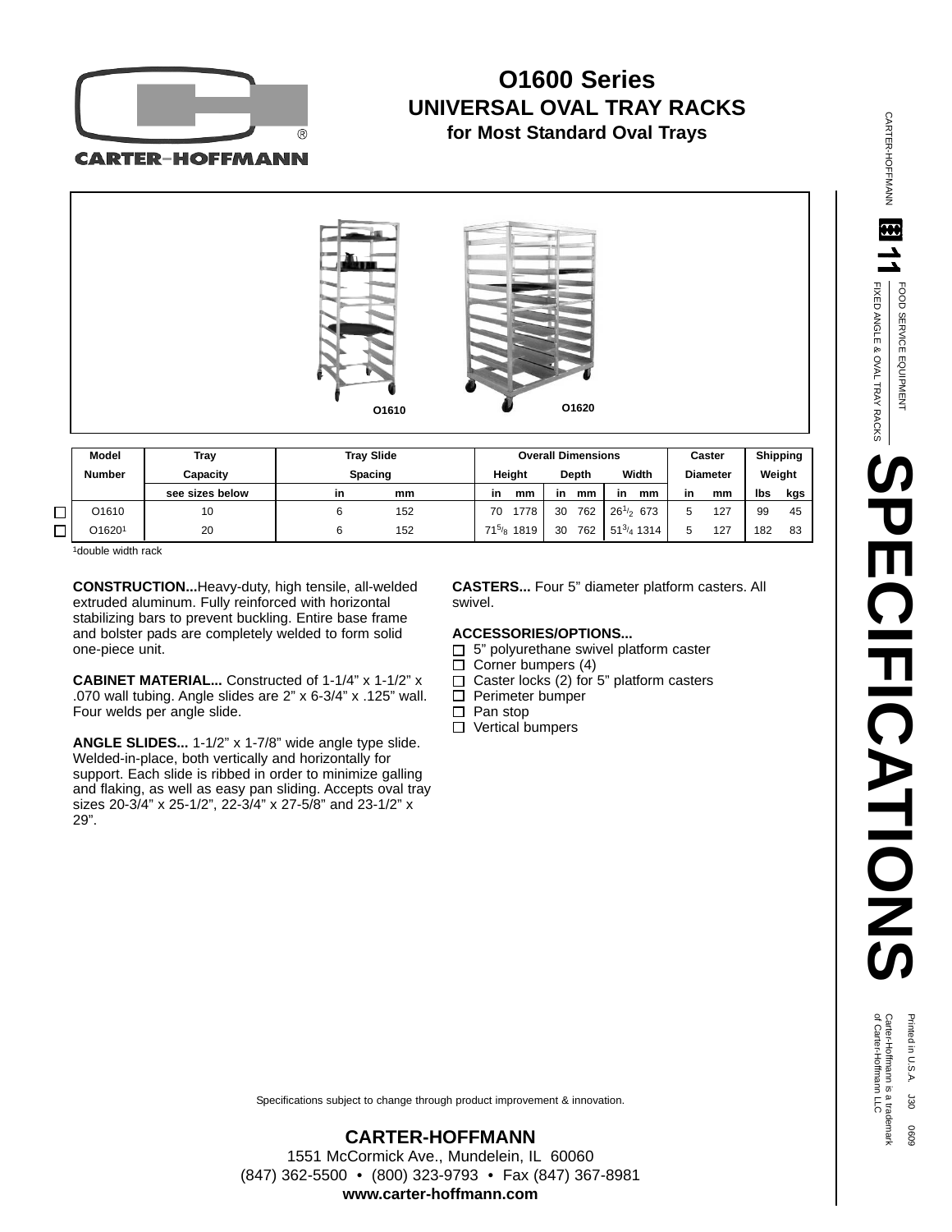# O1600 Series
## UNIVERSAL OVAL TRAY RACKS
### for Most Standard Oval Trays

O1610

O1620

| Model Number | Tray Capacity | Tray Slide Spacing | | Overall Dimensions | | | | | | Caster Diameter | | Shipping Weight | |
|---|---|---|---|---|---|---|---|---|---|---|---|---|---|
| | | | | Height | | Depth | | Width | | | | | |
| | see sizes below | in | mm | in | mm | in | mm | in | mm | in | mm | lbs | kgs |
| ☐ O1610 | 10 | 6 | 152 | 70 | 1778 | 30 | 762 | 26 1/2 | 673 | 5 | 127 | 99 | 45 |
| ☐ O1620[1] | 20 | 6 | 152 | 71 5/8 | 1819 | 30 | 762 | 51 3/4 | 1314 | 5 | 127 | 182 | 83 |

[1]double width rack

**CONSTRUCTION...**Heavy-duty, high tensile, all-welded extruded aluminum. Fully reinforced with horizontal stabilizing bars to prevent buckling. Entire base frame and bolster pads are completely welded to form solid one-piece unit.

**CABINET MATERIAL...** Constructed of 1-1/4" x 1-1/2" x .070 wall tubing. Angle slides are 2" x 6-3/4" x .125" wall. Four welds per angle slide.

**ANGLE SLIDES...** 1-1/2" x 1-7/8" wide angle type slide. Welded-in-place, both vertically and horizontally for support. Each slide is ribbed in order to minimize galling and flaking, as well as easy pan sliding. Accepts oval tray sizes 20-3/4" x 25-1/2", 22-3/4" x 27-5/8" and 23-1/2" x 29".

**CASTERS...** Four 5" diameter platform casters. All swivel.

**ACCESSORIES/OPTIONS...**
- ☐ 5" polyurethane swivel platform caster
- ☐ Corner bumpers (4)
- ☐ Caster locks (2) for 5" platform casters
- ☐ Perimeter bumper
- ☐ Pan stop
- ☐ Vertical bumpers

SPECIFICATIONS

CARTER-HOFFMANN 11 FOOD SERVICE EQUIPMENT — FIXED ANGLE & OVAL TRAY RACKS

Specifications subject to change through product improvement & innovation.

**CARTER-HOFFMANN**
1551 McCormick Ave., Mundelein, IL 60060
(847) 362-5500 • (800) 323-9793 • Fax (847) 367-8981
**www.carter-hoffmann.com**

Printed in U.S.A. J30 0609
Carter-Hoffmann is a trademark of Carter-Hoffmann LLC